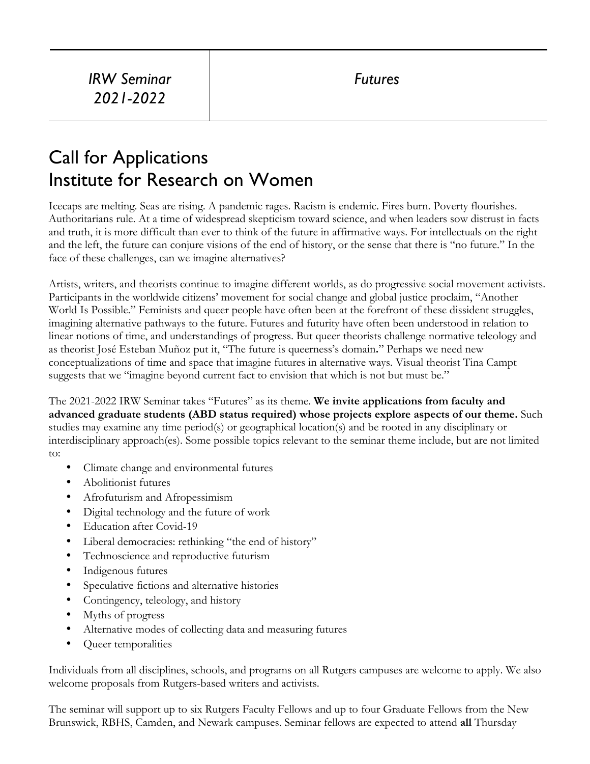| *IRW Seminar 2021-2022* | *Futures* |
|---|---|

# Call for Applications
# Institute for Research on Women

Icecaps are melting. Seas are rising. A pandemic rages. Racism is endemic. Fires burn. Poverty flourishes. Authoritarians rule. At a time of widespread skepticism toward science, and when leaders sow distrust in facts and truth, it is more difficult than ever to think of the future in affirmative ways. For intellectuals on the right and the left, the future can conjure visions of the end of history, or the sense that there is "no future." In the face of these challenges, can we imagine alternatives?

Artists, writers, and theorists continue to imagine different worlds, as do progressive social movement activists. Participants in the worldwide citizens' movement for social change and global justice proclaim, "Another World Is Possible." Feminists and queer people have often been at the forefront of these dissident struggles, imagining alternative pathways to the future. Futures and futurity have often been understood in relation to linear notions of time, and understandings of progress. But queer theorists challenge normative teleology and as theorist José Esteban Muñoz put it, "The future is queerness's domain." Perhaps we need new conceptualizations of time and space that imagine futures in alternative ways. Visual theorist Tina Campt suggests that we "imagine beyond current fact to envision that which is not but must be."

The 2021-2022 IRW Seminar takes "Futures" as its theme. **We invite applications from faculty and advanced graduate students (ABD status required) whose projects explore aspects of our theme.** Such studies may examine any time period(s) or geographical location(s) and be rooted in any disciplinary or interdisciplinary approach(es). Some possible topics relevant to the seminar theme include, but are not limited to:

- Climate change and environmental futures
- Abolitionist futures
- Afrofuturism and Afropessimism
- Digital technology and the future of work
- Education after Covid-19
- Liberal democracies: rethinking "the end of history"
- Technoscience and reproductive futurism
- Indigenous futures
- Speculative fictions and alternative histories
- Contingency, teleology, and history
- Myths of progress
- Alternative modes of collecting data and measuring futures
- Queer temporalities

Individuals from all disciplines, schools, and programs on all Rutgers campuses are welcome to apply. We also welcome proposals from Rutgers-based writers and activists.

The seminar will support up to six Rutgers Faculty Fellows and up to four Graduate Fellows from the New Brunswick, RBHS, Camden, and Newark campuses. Seminar fellows are expected to attend **all** Thursday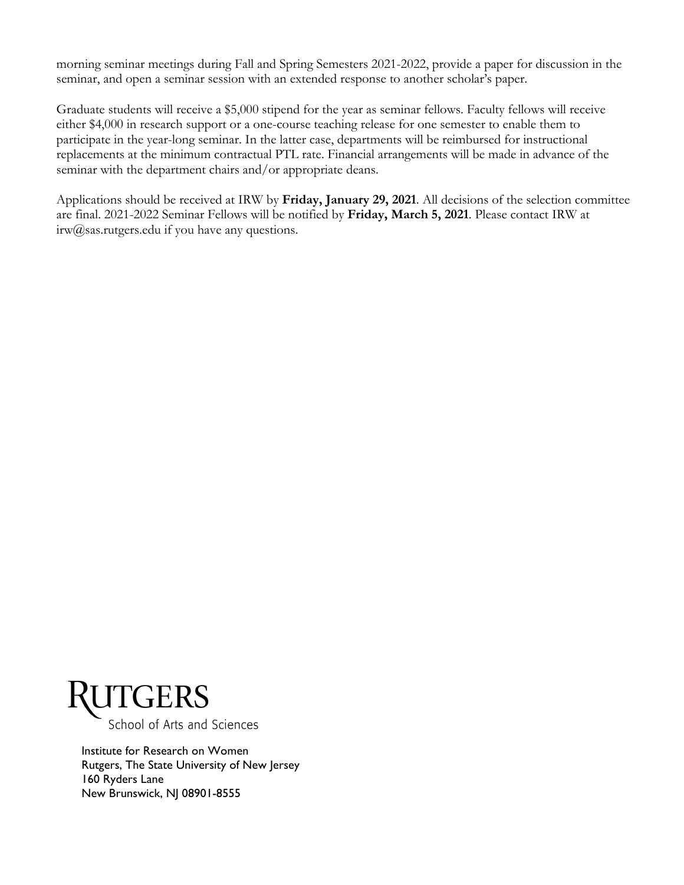morning seminar meetings during Fall and Spring Semesters 2021-2022, provide a paper for discussion in the seminar, and open a seminar session with an extended response to another scholar's paper.

Graduate students will receive a $5,000 stipend for the year as seminar fellows. Faculty fellows will receive either $4,000 in research support or a one-course teaching release for one semester to enable them to participate in the year-long seminar. In the latter case, departments will be reimbursed for instructional replacements at the minimum contractual PTL rate. Financial arrangements will be made in advance of the seminar with the department chairs and/or appropriate deans.

Applications should be received at IRW by **Friday, January 29, 2021**. All decisions of the selection committee are final. 2021-2022 Seminar Fellows will be notified by **Friday, March 5, 2021**. Please contact IRW at irw@sas.rutgers.edu if you have any questions.

RUTGERS
School of Arts and Sciences

Institute for Research on Women
Rutgers, The State University of New Jersey
160 Ryders Lane
New Brunswick, NJ 08901-8555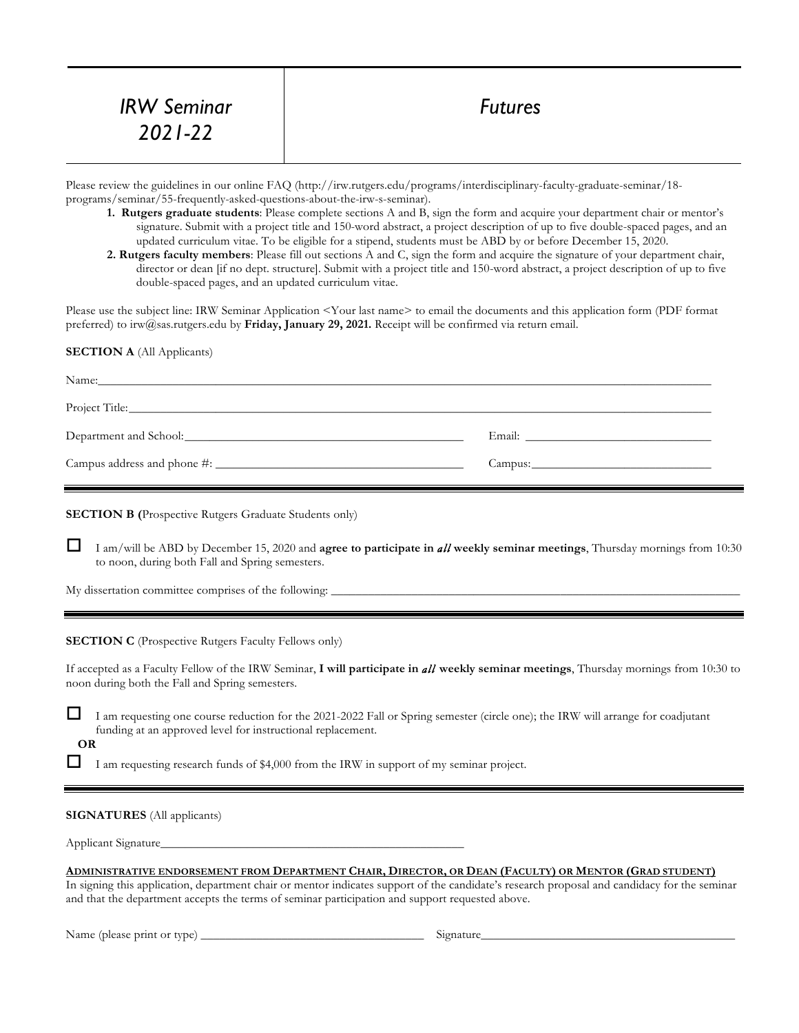| *IRW Seminar 2021-22* | *Futures* |
| --- | --- |

Please review the guidelines in our online FAQ (http://irw.rutgers.edu/programs/interdisciplinary-faculty-graduate-seminar/18-programs/seminar/55-frequently-asked-questions-about-the-irw-s-seminar).

1. **Rutgers graduate students**: Please complete sections A and B, sign the form and acquire your department chair or mentor's signature. Submit with a project title and 150-word abstract, a project description of up to five double-spaced pages, and an updated curriculum vitae. To be eligible for a stipend, students must be ABD by or before December 15, 2020.
2. **Rutgers faculty members**: Please fill out sections A and C, sign the form and acquire the signature of your department chair, director or dean [if no dept. structure]. Submit with a project title and 150-word abstract, a project description of up to five double-spaced pages, and an updated curriculum vitae.

Please use the subject line: IRW Seminar Application <Your last name> to email the documents and this application form (PDF format preferred) to irw@sas.rutgers.edu by **Friday, January 29, 2021.** Receipt will be confirmed via return email.

**SECTION A** (All Applicants)

Name:\_\_\_\_\_\_\_\_\_\_\_\_\_\_\_\_\_\_\_\_\_\_\_\_\_\_\_\_\_\_\_\_\_\_\_\_\_\_\_\_\_\_\_\_

Project Title:\_\_\_\_\_\_\_\_\_\_\_\_\_\_\_\_\_\_\_\_\_\_\_\_\_\_\_\_\_\_\_\_\_\_\_\_\_\_\_\_

Department and School:\_\_\_\_\_\_\_\_\_\_\_\_\_\_\_\_\_\_\_\_\_\_ Email: \_\_\_\_\_\_\_\_\_\_\_\_\_\_\_\_

Campus address and phone #: \_\_\_\_\_\_\_\_\_\_\_\_\_\_\_\_\_\_\_\_ Campus:\_\_\_\_\_\_\_\_\_\_\_\_\_\_\_\_

---

**SECTION B (**Prospective Rutgers Graduate Students only)

☐ I am/will be ABD by December 15, 2020 and **agree to participate in *all* weekly seminar meetings**, Thursday mornings from 10:30 to noon, during both Fall and Spring semesters.

My dissertation committee comprises of the following: \_\_\_\_\_\_\_\_\_\_\_\_\_\_\_\_\_\_\_\_\_\_\_\_\_\_\_\_\_\_\_\_

---

**SECTION C** (Prospective Rutgers Faculty Fellows only)

If accepted as a Faculty Fellow of the IRW Seminar, **I will participate in *all* weekly seminar meetings**, Thursday mornings from 10:30 to noon during both the Fall and Spring semesters.

☐ I am requesting one course reduction for the 2021-2022 Fall or Spring semester (circle one); the IRW will arrange for coadjutant funding at an approved level for instructional replacement.

**OR**

☐ I am requesting research funds of $4,000 from the IRW in support of my seminar project.

---

**SIGNATURES** (All applicants)

Applicant Signature\_\_\_\_\_\_\_\_\_\_\_\_\_\_\_\_\_\_\_\_\_\_\_\_\_\_\_\_\_\_\_\_

**ADMINISTRATIVE ENDORSEMENT FROM DEPARTMENT CHAIR, DIRECTOR, OR DEAN (FACULTY) OR MENTOR (GRAD STUDENT)**

In signing this application, department chair or mentor indicates support of the candidate's research proposal and candidacy for the seminar and that the department accepts the terms of seminar participation and support requested above.

Name (please print or type) \_\_\_\_\_\_\_\_\_\_\_\_\_\_\_\_\_\_\_\_\_\_ Signature\_\_\_\_\_\_\_\_\_\_\_\_\_\_\_\_\_\_\_\_\_\_\_\_\_\_